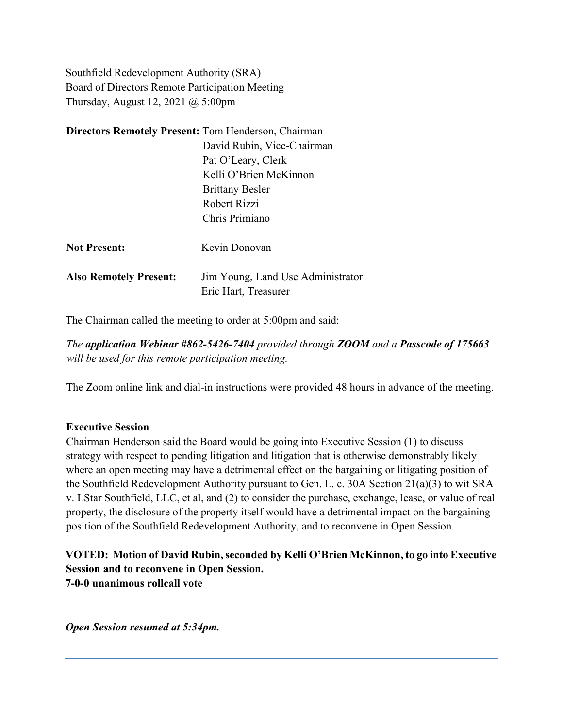Southfield Redevelopment Authority (SRA)
Board of Directors Remote Participation Meeting
Thursday, August 12, 2021 @ 5:00pm

**Directors Remotely Present:** Tom Henderson, Chairman
David Rubin, Vice-Chairman
Pat O'Leary, Clerk
Kelli O'Brien McKinnon
Brittany Besler
Robert Rizzi
Chris Primiano

**Not Present:** Kevin Donovan

**Also Remotely Present:** Jim Young, Land Use Administrator
Eric Hart, Treasurer

The Chairman called the meeting to order at 5:00pm and said:

*The **application Webinar #862-5426-7404** provided through **ZOOM** and a **Passcode of 175663** will be used for this remote participation meeting.*

The Zoom online link and dial-in instructions were provided 48 hours in advance of the meeting.

**Executive Session**

Chairman Henderson said the Board would be going into Executive Session (1) to discuss strategy with respect to pending litigation and litigation that is otherwise demonstrably likely where an open meeting may have a detrimental effect on the bargaining or litigating position of the Southfield Redevelopment Authority pursuant to Gen. L. c. 30A Section 21(a)(3) to wit SRA v. LStar Southfield, LLC, et al, and (2) to consider the purchase, exchange, lease, or value of real property, the disclosure of the property itself would have a detrimental impact on the bargaining position of the Southfield Redevelopment Authority, and to reconvene in Open Session.

**VOTED: Motion of David Rubin, seconded by Kelli O'Brien McKinnon, to go into Executive Session and to reconvene in Open Session.**
**7-0-0 unanimous rollcall vote**

***Open Session resumed at 5:34pm.***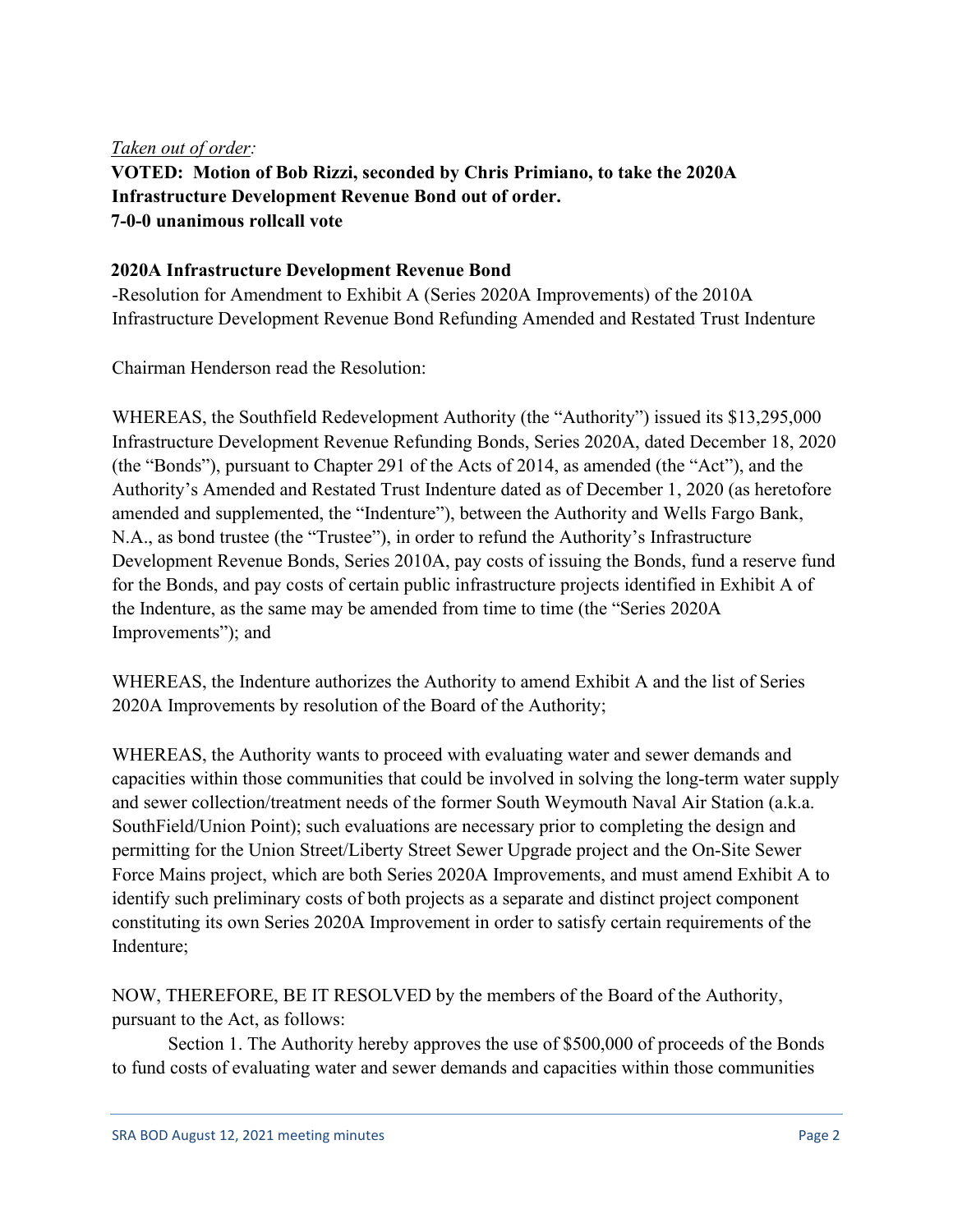*Taken out of order:*

**VOTED: Motion of Bob Rizzi, seconded by Chris Primiano, to take the 2020A Infrastructure Development Revenue Bond out of order.**
**7-0-0 unanimous rollcall vote**

**2020A Infrastructure Development Revenue Bond**

-Resolution for Amendment to Exhibit A (Series 2020A Improvements) of the 2010A Infrastructure Development Revenue Bond Refunding Amended and Restated Trust Indenture

Chairman Henderson read the Resolution:

WHEREAS, the Southfield Redevelopment Authority (the "Authority") issued its $13,295,000 Infrastructure Development Revenue Refunding Bonds, Series 2020A, dated December 18, 2020 (the "Bonds"), pursuant to Chapter 291 of the Acts of 2014, as amended (the "Act"), and the Authority's Amended and Restated Trust Indenture dated as of December 1, 2020 (as heretofore amended and supplemented, the "Indenture"), between the Authority and Wells Fargo Bank, N.A., as bond trustee (the "Trustee"), in order to refund the Authority's Infrastructure Development Revenue Bonds, Series 2010A, pay costs of issuing the Bonds, fund a reserve fund for the Bonds, and pay costs of certain public infrastructure projects identified in Exhibit A of the Indenture, as the same may be amended from time to time (the "Series 2020A Improvements"); and

WHEREAS, the Indenture authorizes the Authority to amend Exhibit A and the list of Series 2020A Improvements by resolution of the Board of the Authority;

WHEREAS, the Authority wants to proceed with evaluating water and sewer demands and capacities within those communities that could be involved in solving the long-term water supply and sewer collection/treatment needs of the former South Weymouth Naval Air Station (a.k.a. SouthField/Union Point); such evaluations are necessary prior to completing the design and permitting for the Union Street/Liberty Street Sewer Upgrade project and the On-Site Sewer Force Mains project, which are both Series 2020A Improvements, and must amend Exhibit A to identify such preliminary costs of both projects as a separate and distinct project component constituting its own Series 2020A Improvement in order to satisfy certain requirements of the Indenture;

NOW, THEREFORE, BE IT RESOLVED by the members of the Board of the Authority, pursuant to the Act, as follows:

Section 1. The Authority hereby approves the use of $500,000 of proceeds of the Bonds to fund costs of evaluating water and sewer demands and capacities within those communities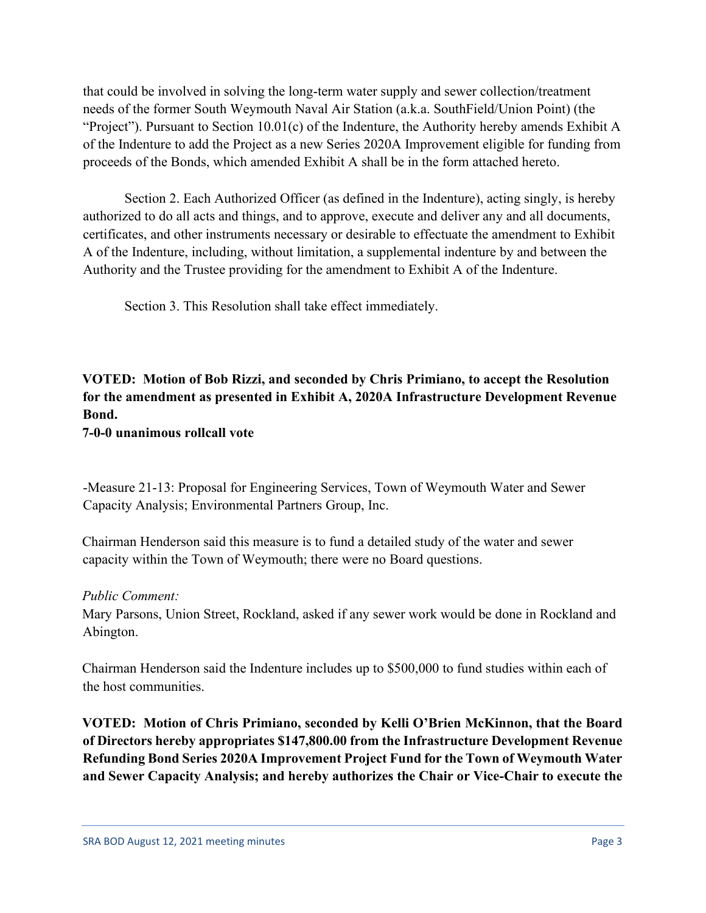that could be involved in solving the long-term water supply and sewer collection/treatment needs of the former South Weymouth Naval Air Station (a.k.a. SouthField/Union Point) (the "Project"). Pursuant to Section 10.01(c) of the Indenture, the Authority hereby amends Exhibit A of the Indenture to add the Project as a new Series 2020A Improvement eligible for funding from proceeds of the Bonds, which amended Exhibit A shall be in the form attached hereto.

Section 2. Each Authorized Officer (as defined in the Indenture), acting singly, is hereby authorized to do all acts and things, and to approve, execute and deliver any and all documents, certificates, and other instruments necessary or desirable to effectuate the amendment to Exhibit A of the Indenture, including, without limitation, a supplemental indenture by and between the Authority and the Trustee providing for the amendment to Exhibit A of the Indenture.

Section 3. This Resolution shall take effect immediately.

**VOTED: Motion of Bob Rizzi, and seconded by Chris Primiano, to accept the Resolution for the amendment as presented in Exhibit A, 2020A Infrastructure Development Revenue Bond.**
**7-0-0 unanimous rollcall vote**

-Measure 21-13: Proposal for Engineering Services, Town of Weymouth Water and Sewer Capacity Analysis; Environmental Partners Group, Inc.

Chairman Henderson said this measure is to fund a detailed study of the water and sewer capacity within the Town of Weymouth; there were no Board questions.

*Public Comment:*
Mary Parsons, Union Street, Rockland, asked if any sewer work would be done in Rockland and Abington.

Chairman Henderson said the Indenture includes up to $500,000 to fund studies within each of the host communities.

**VOTED: Motion of Chris Primiano, seconded by Kelli O'Brien McKinnon, that the Board of Directors hereby appropriates $147,800.00 from the Infrastructure Development Revenue Refunding Bond Series 2020A Improvement Project Fund for the Town of Weymouth Water and Sewer Capacity Analysis; and hereby authorizes the Chair or Vice-Chair to execute the**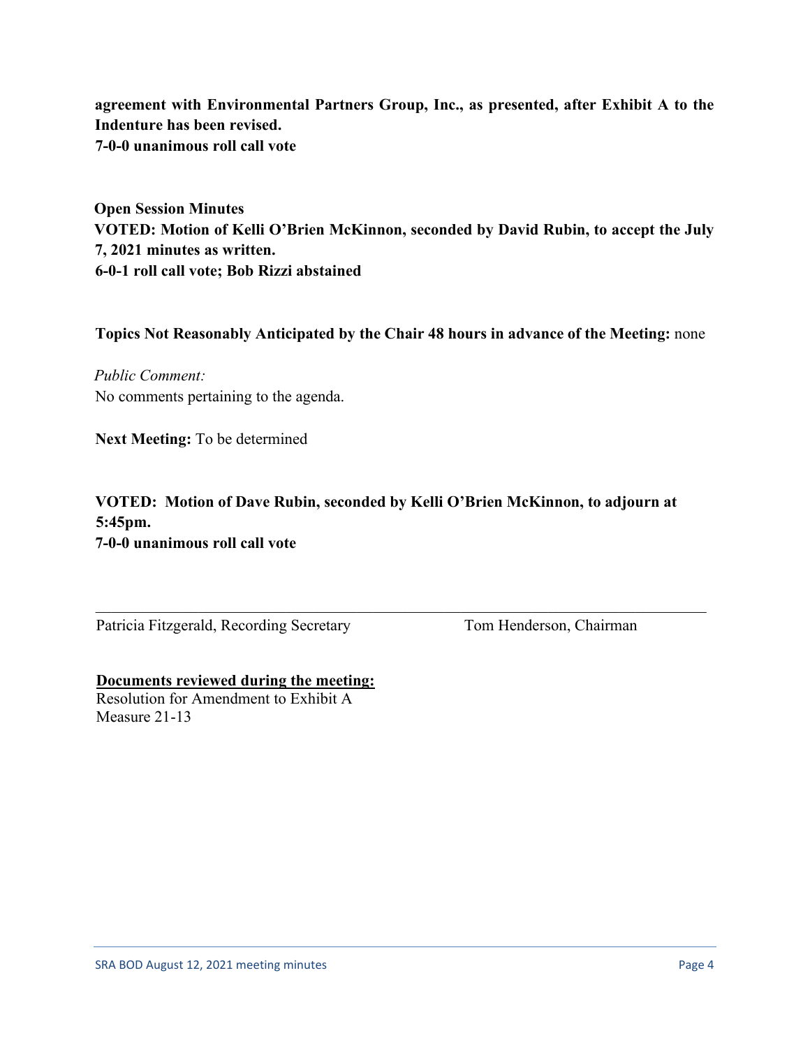**agreement with Environmental Partners Group, Inc., as presented, after Exhibit A to the Indenture has been revised.**
**7-0-0 unanimous roll call vote**

**Open Session Minutes**
**VOTED: Motion of Kelli O'Brien McKinnon, seconded by David Rubin, to accept the July 7, 2021 minutes as written.**
**6-0-1 roll call vote; Bob Rizzi abstained**

**Topics Not Reasonably Anticipated by the Chair 48 hours in advance of the Meeting:** none

*Public Comment:*
No comments pertaining to the agenda.

**Next Meeting:** To be determined

**VOTED: Motion of Dave Rubin, seconded by Kelli O'Brien McKinnon, to adjourn at 5:45pm.**
**7-0-0 unanimous roll call vote**

Patricia Fitzgerald, Recording Secretary

Tom Henderson, Chairman

**Documents reviewed during the meeting:**
Resolution for Amendment to Exhibit A
Measure 21-13